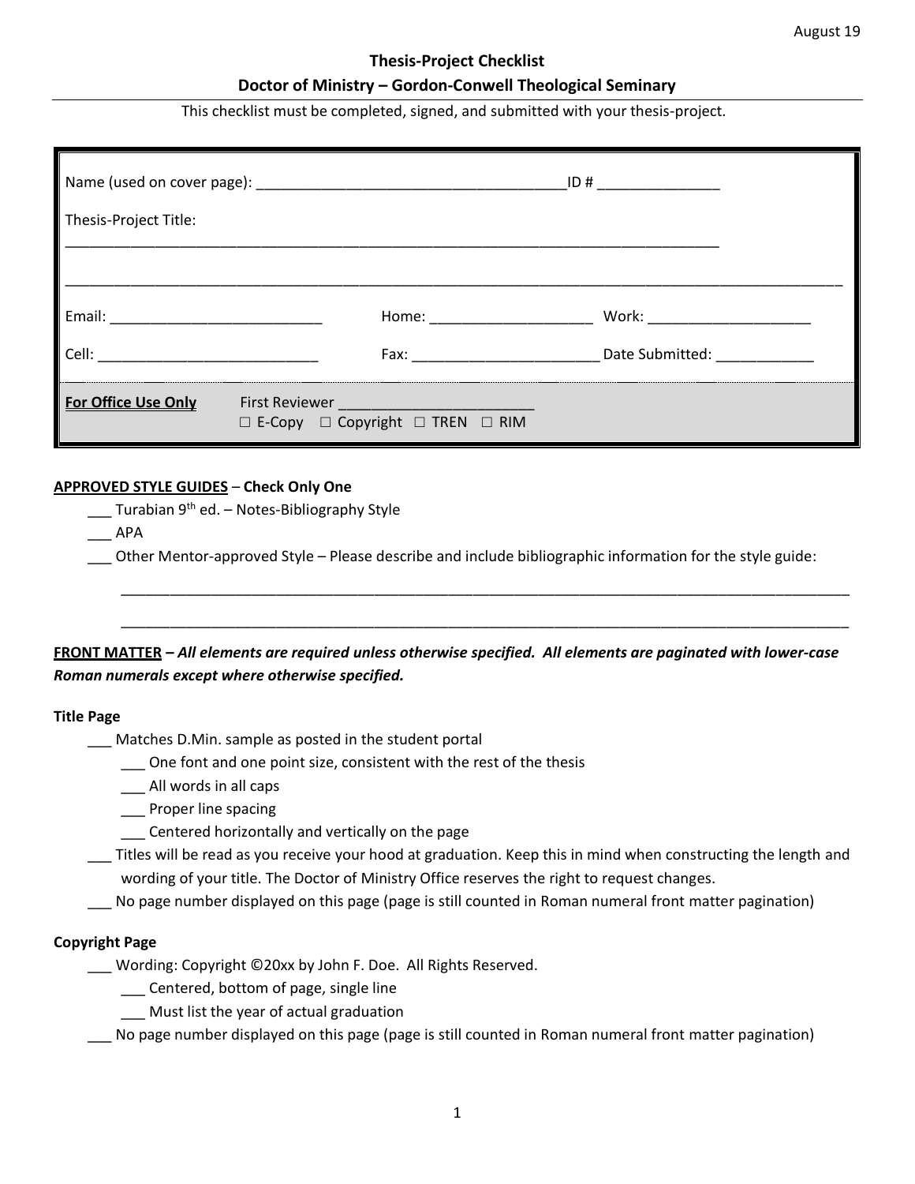August 19

## Thesis-Project Checklist

### Doctor of Ministry – Gordon-Conwell Theological Seminary

This checklist must be completed, signed, and submitted with your thesis-project.

Name (used on cover page): ______________________________________ ID # _______________

Thesis-Project Title:

_________________________________________________________________________________

_________________________________________________________________________________________________

Email: __________________________ Home: ____________________ Work: ____________________

Cell: ___________________________ Fax: _______________________ Date Submitted: ____________

**For Office Use Only** First Reviewer ________________________
☐ E-Copy ☐ Copyright ☐ TREN ☐ RIM

**APPROVED STYLE GUIDES** – **Check Only One**

- ___ Turabian 9th ed. – Notes-Bibliography Style
- ___ APA
- ___ Other Mentor-approved Style – Please describe and include bibliographic information for the style guide:

  _________________________________________________________________________________________________

  _________________________________________________________________________________________________

**FRONT MATTER** – ***All elements are required unless otherwise specified. All elements are paginated with lower-case Roman numerals except where otherwise specified.***

**Title Page**

- ___ Matches D.Min. sample as posted in the student portal
  - ___ One font and one point size, consistent with the rest of the thesis
  - ___ All words in all caps
  - ___ Proper line spacing
  - ___ Centered horizontally and vertically on the page
- ___ Titles will be read as you receive your hood at graduation. Keep this in mind when constructing the length and wording of your title. The Doctor of Ministry Office reserves the right to request changes.
- ___ No page number displayed on this page (page is still counted in Roman numeral front matter pagination)

**Copyright Page**

- ___ Wording: Copyright ©20xx by John F. Doe. All Rights Reserved.
  - ___ Centered, bottom of page, single line
  - ___ Must list the year of actual graduation
- ___ No page number displayed on this page (page is still counted in Roman numeral front matter pagination)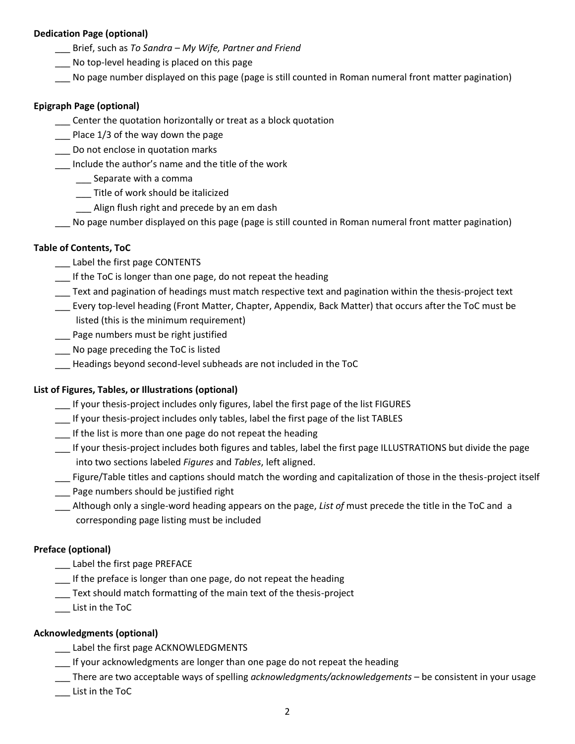**Dedication Page (optional)**

- ___ Brief, such as *To Sandra – My Wife, Partner and Friend*
- ___ No top-level heading is placed on this page
- ___ No page number displayed on this page (page is still counted in Roman numeral front matter pagination)

**Epigraph Page (optional)**

- ___ Center the quotation horizontally or treat as a block quotation
- ___ Place 1/3 of the way down the page
- ___ Do not enclose in quotation marks
- ___ Include the author's name and the title of the work
  - ___ Separate with a comma
  - ___ Title of work should be italicized
  - ___ Align flush right and precede by an em dash
- ___ No page number displayed on this page (page is still counted in Roman numeral front matter pagination)

**Table of Contents, ToC**

- ___ Label the first page CONTENTS
- ___ If the ToC is longer than one page, do not repeat the heading
- ___ Text and pagination of headings must match respective text and pagination within the thesis-project text
- ___ Every top-level heading (Front Matter, Chapter, Appendix, Back Matter) that occurs after the ToC must be listed (this is the minimum requirement)
- ___ Page numbers must be right justified
- ___ No page preceding the ToC is listed
- ___ Headings beyond second-level subheads are not included in the ToC

**List of Figures, Tables, or Illustrations (optional)**

- ___ If your thesis-project includes only figures, label the first page of the list FIGURES
- ___ If your thesis-project includes only tables, label the first page of the list TABLES
- ___ If the list is more than one page do not repeat the heading
- ___ If your thesis-project includes both figures and tables, label the first page ILLUSTRATIONS but divide the page into two sections labeled *Figures* and *Tables*, left aligned.
- ___ Figure/Table titles and captions should match the wording and capitalization of those in the thesis-project itself
- ___ Page numbers should be justified right
- ___ Although only a single-word heading appears on the page, *List of* must precede the title in the ToC and a corresponding page listing must be included

**Preface (optional)**

- ___ Label the first page PREFACE
- ___ If the preface is longer than one page, do not repeat the heading
- ___ Text should match formatting of the main text of the thesis-project
- ___ List in the ToC

**Acknowledgments (optional)**

- ___ Label the first page ACKNOWLEDGMENTS
- ___ If your acknowledgments are longer than one page do not repeat the heading
- ___ There are two acceptable ways of spelling *acknowledgments/acknowledgements* – be consistent in your usage
- ___ List in the ToC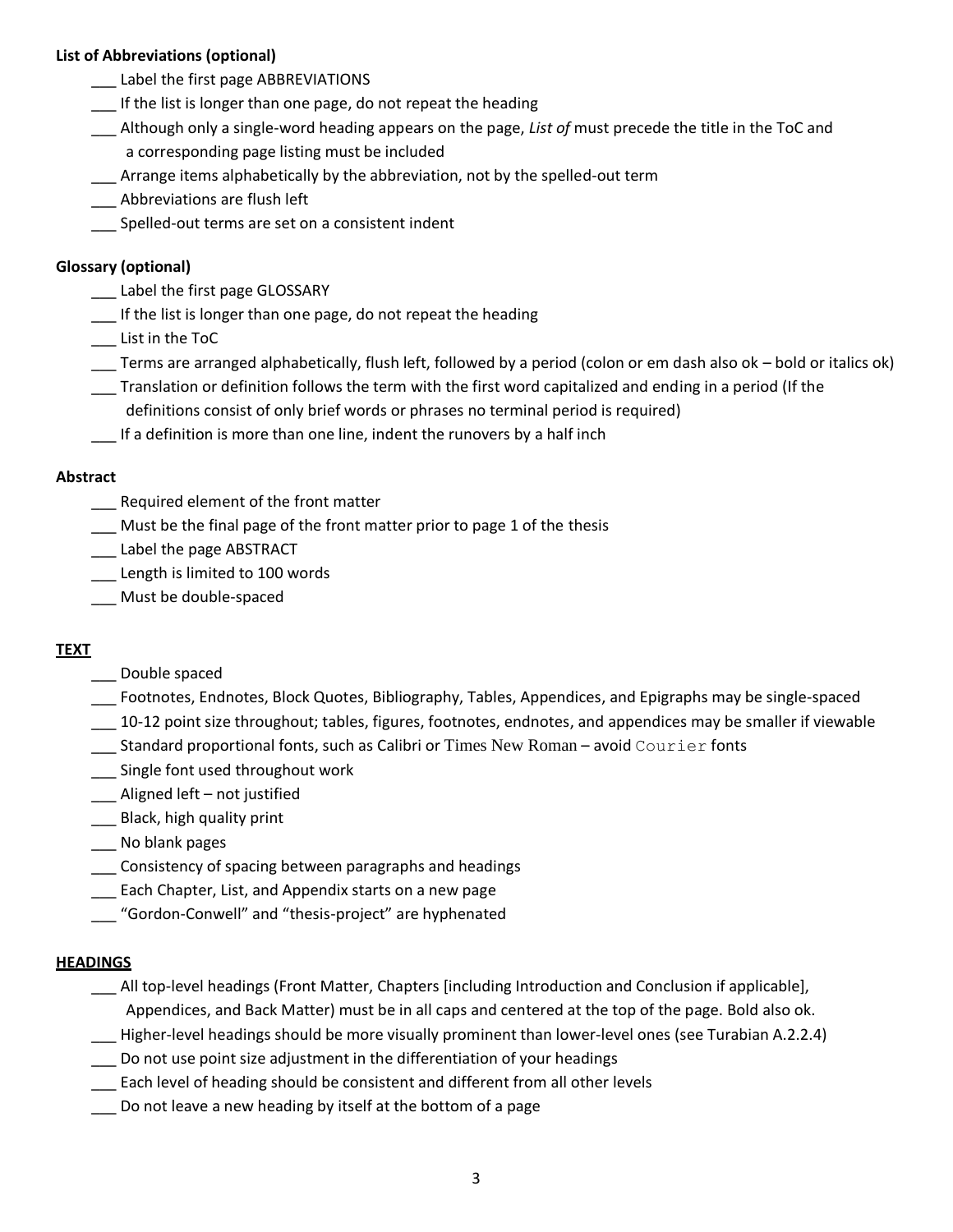**List of Abbreviations (optional)**

- ___ Label the first page ABBREVIATIONS
- ___ If the list is longer than one page, do not repeat the heading
- ___ Although only a single-word heading appears on the page, *List of* must precede the title in the ToC and a corresponding page listing must be included
- ___ Arrange items alphabetically by the abbreviation, not by the spelled-out term
- ___ Abbreviations are flush left
- ___ Spelled-out terms are set on a consistent indent

**Glossary (optional)**

- ___ Label the first page GLOSSARY
- ___ If the list is longer than one page, do not repeat the heading
- ___ List in the ToC
- ___ Terms are arranged alphabetically, flush left, followed by a period (colon or em dash also ok – bold or italics ok)
- ___ Translation or definition follows the term with the first word capitalized and ending in a period (If the definitions consist of only brief words or phrases no terminal period is required)
- ___ If a definition is more than one line, indent the runovers by a half inch

**Abstract**

- ___ Required element of the front matter
- ___ Must be the final page of the front matter prior to page 1 of the thesis
- ___ Label the page ABSTRACT
- ___ Length is limited to 100 words
- ___ Must be double-spaced

**TEXT**

- ___ Double spaced
- ___ Footnotes, Endnotes, Block Quotes, Bibliography, Tables, Appendices, and Epigraphs may be single-spaced
- ___ 10-12 point size throughout; tables, figures, footnotes, endnotes, and appendices may be smaller if viewable
- ___ Standard proportional fonts, such as Calibri or Times New Roman – avoid Courier fonts
- ___ Single font used throughout work
- ___ Aligned left – not justified
- ___ Black, high quality print
- ___ No blank pages
- ___ Consistency of spacing between paragraphs and headings
- ___ Each Chapter, List, and Appendix starts on a new page
- ___ "Gordon-Conwell" and "thesis-project" are hyphenated

**HEADINGS**

- ___ All top-level headings (Front Matter, Chapters [including Introduction and Conclusion if applicable], Appendices, and Back Matter) must be in all caps and centered at the top of the page. Bold also ok.
- ___ Higher-level headings should be more visually prominent than lower-level ones (see Turabian A.2.2.4)
- ___ Do not use point size adjustment in the differentiation of your headings
- ___ Each level of heading should be consistent and different from all other levels
- ___ Do not leave a new heading by itself at the bottom of a page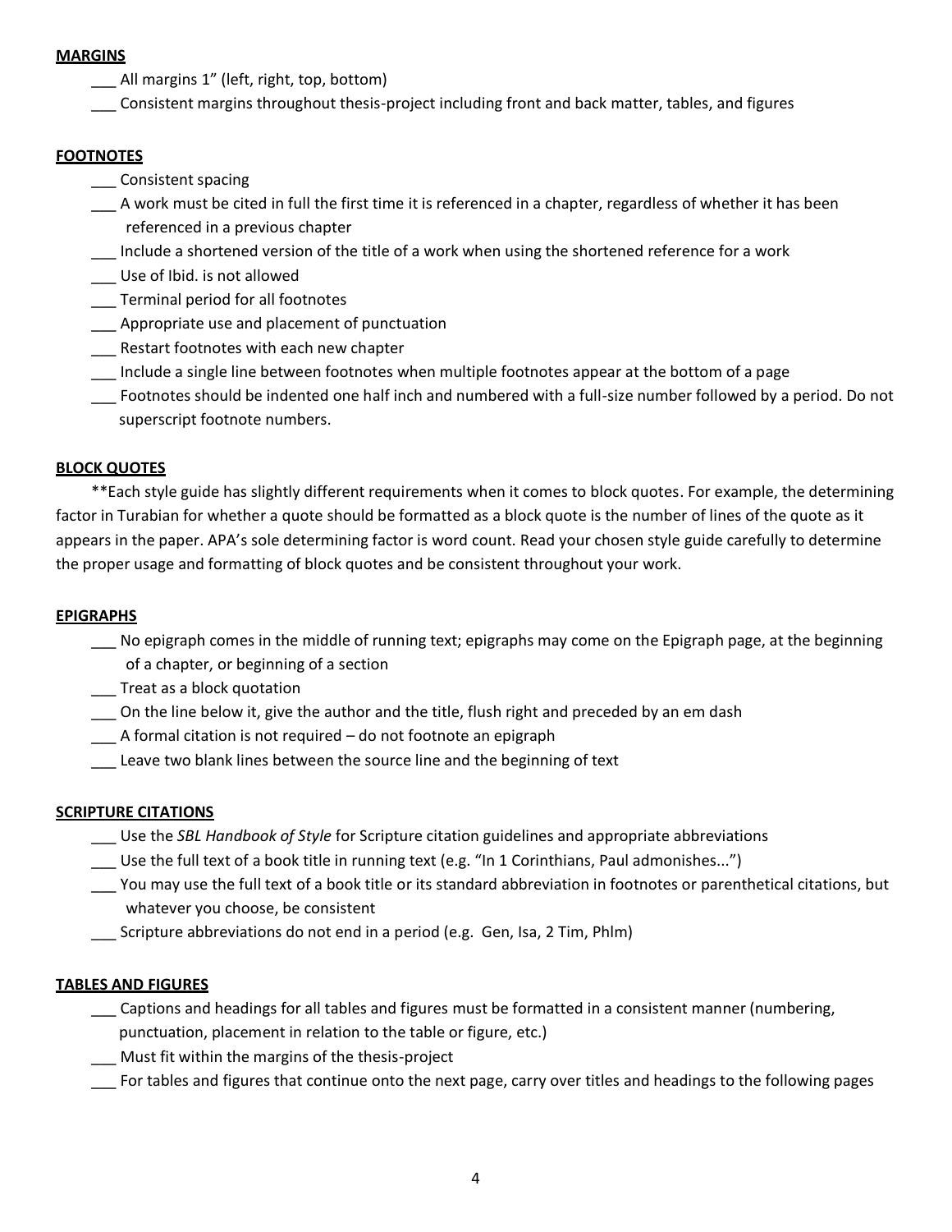**MARGINS**

___ All margins 1" (left, right, top, bottom)

___ Consistent margins throughout thesis-project including front and back matter, tables, and figures

**FOOTNOTES**

___ Consistent spacing

___ A work must be cited in full the first time it is referenced in a chapter, regardless of whether it has been referenced in a previous chapter

___ Include a shortened version of the title of a work when using the shortened reference for a work

___ Use of Ibid. is not allowed

___ Terminal period for all footnotes

___ Appropriate use and placement of punctuation

___ Restart footnotes with each new chapter

___ Include a single line between footnotes when multiple footnotes appear at the bottom of a page

___ Footnotes should be indented one half inch and numbered with a full-size number followed by a period. Do not superscript footnote numbers.

**BLOCK QUOTES**

**Each style guide has slightly different requirements when it comes to block quotes. For example, the determining factor in Turabian for whether a quote should be formatted as a block quote is the number of lines of the quote as it appears in the paper. APA's sole determining factor is word count. Read your chosen style guide carefully to determine the proper usage and formatting of block quotes and be consistent throughout your work.

**EPIGRAPHS**

___ No epigraph comes in the middle of running text; epigraphs may come on the Epigraph page, at the beginning of a chapter, or beginning of a section

___ Treat as a block quotation

___ On the line below it, give the author and the title, flush right and preceded by an em dash

___ A formal citation is not required – do not footnote an epigraph

___ Leave two blank lines between the source line and the beginning of text

**SCRIPTURE CITATIONS**

___ Use the *SBL Handbook of Style* for Scripture citation guidelines and appropriate abbreviations

___ Use the full text of a book title in running text (e.g. "In 1 Corinthians, Paul admonishes...")

___ You may use the full text of a book title or its standard abbreviation in footnotes or parenthetical citations, but whatever you choose, be consistent

___ Scripture abbreviations do not end in a period (e.g. Gen, Isa, 2 Tim, Phlm)

**TABLES AND FIGURES**

___ Captions and headings for all tables and figures must be formatted in a consistent manner (numbering, punctuation, placement in relation to the table or figure, etc.)

___ Must fit within the margins of the thesis-project

___ For tables and figures that continue onto the next page, carry over titles and headings to the following pages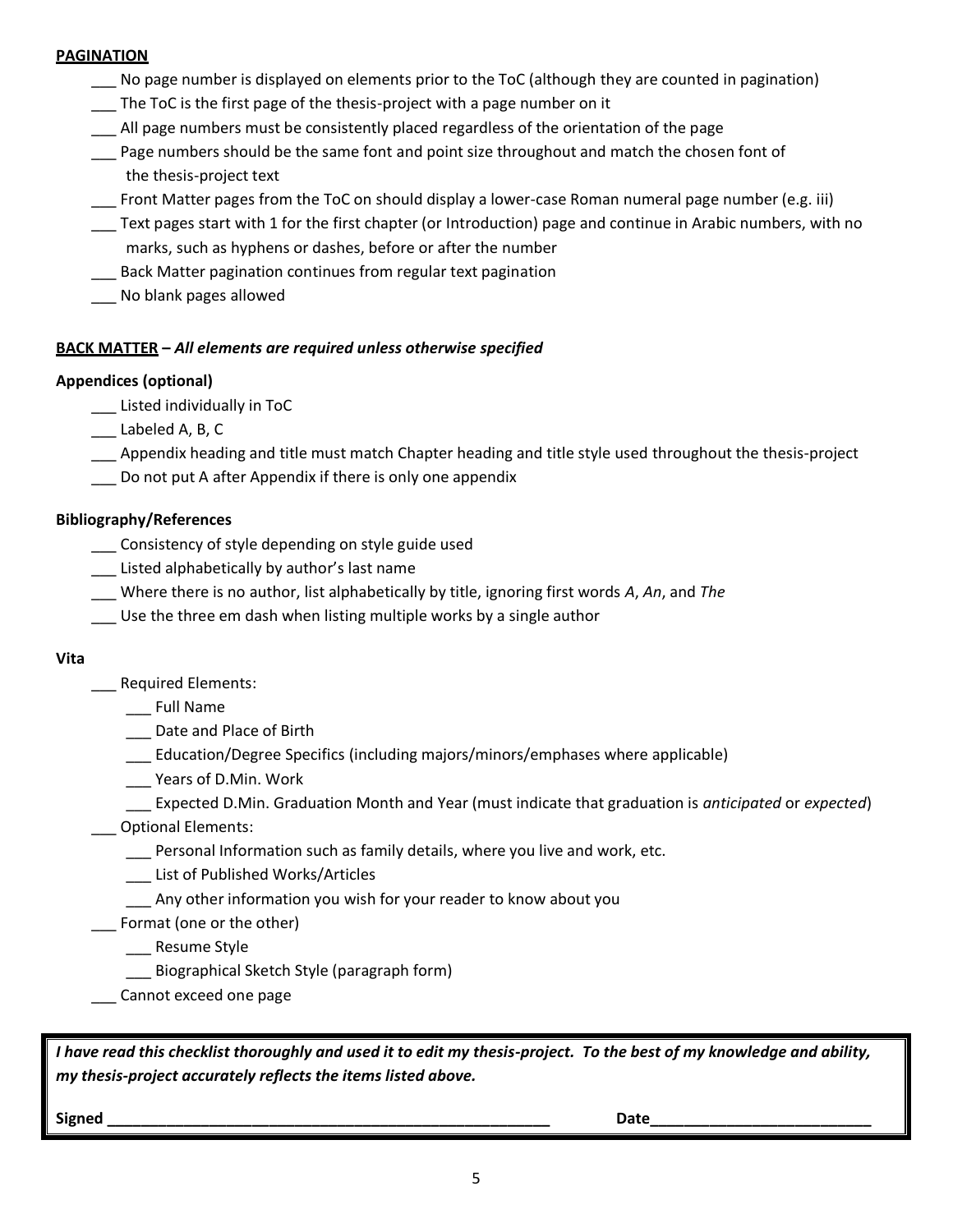**PAGINATION**

- ___ No page number is displayed on elements prior to the ToC (although they are counted in pagination)
- ___ The ToC is the first page of the thesis-project with a page number on it
- ___ All page numbers must be consistently placed regardless of the orientation of the page
- ___ Page numbers should be the same font and point size throughout and match the chosen font of the thesis-project text
- ___ Front Matter pages from the ToC on should display a lower-case Roman numeral page number (e.g. iii)
- ___ Text pages start with 1 for the first chapter (or Introduction) page and continue in Arabic numbers, with no marks, such as hyphens or dashes, before or after the number
- ___ Back Matter pagination continues from regular text pagination
- ___ No blank pages allowed

**BACK MATTER** – ***All elements are required unless otherwise specified***

**Appendices (optional)**

- ___ Listed individually in ToC
- ___ Labeled A, B, C
- ___ Appendix heading and title must match Chapter heading and title style used throughout the thesis-project
- ___ Do not put A after Appendix if there is only one appendix

**Bibliography/References**

- ___ Consistency of style depending on style guide used
- ___ Listed alphabetically by author's last name
- ___ Where there is no author, list alphabetically by title, ignoring first words *A*, *An*, and *The*
- ___ Use the three em dash when listing multiple works by a single author

**Vita**

- ___ Required Elements:
  - ___ Full Name
  - ___ Date and Place of Birth
  - ___ Education/Degree Specifics (including majors/minors/emphases where applicable)
  - ___ Years of D.Min. Work
  - ___ Expected D.Min. Graduation Month and Year (must indicate that graduation is *anticipated* or *expected*)
- ___ Optional Elements:
  - ___ Personal Information such as family details, where you live and work, etc.
  - ___ List of Published Works/Articles
  - ___ Any other information you wish for your reader to know about you
- ___ Format (one or the other)
  - ___ Resume Style
  - ___ Biographical Sketch Style (paragraph form)
- ___ Cannot exceed one page

***I have read this checklist thoroughly and used it to edit my thesis-project. To the best of my knowledge and ability, my thesis-project accurately reflects the items listed above.***

**Signed** ______________________________________________ **Date**______________________